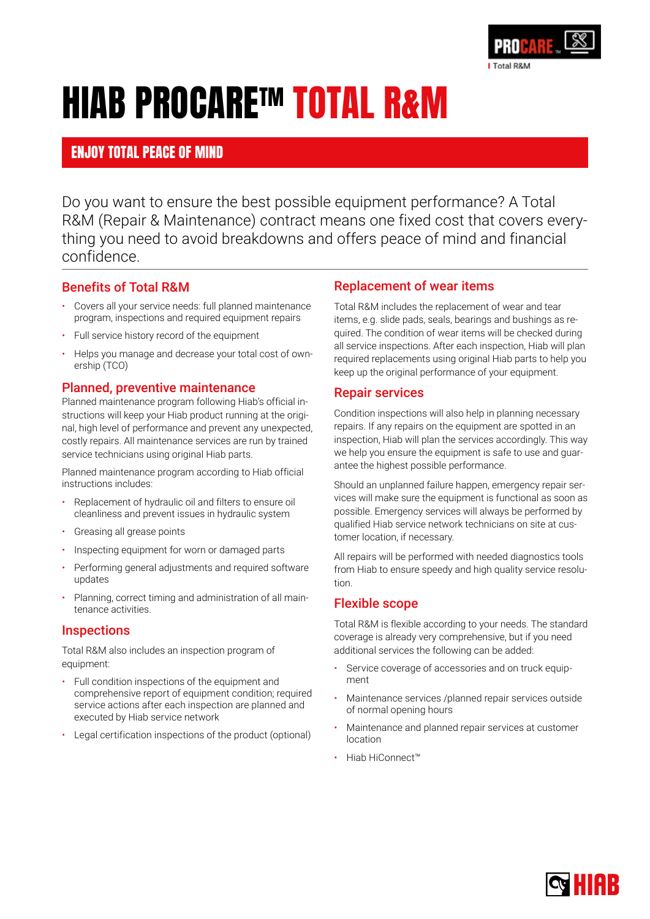# HIAB PROCARE™ TOTAL R&M

## ENJOY TOTAL PEACE OF MIND

Do you want to ensure the best possible equipment performance? A Total R&M (Repair & Maintenance) contract means one fixed cost that covers everything you need to avoid breakdowns and offers peace of mind and financial confidence.

### Benefits of Total R&M

- Covers all your service needs: full planned maintenance program, inspections and required equipment repairs
- Full service history record of the equipment
- Helps you manage and decrease your total cost of ownership (TCO)

### Planned, preventive maintenance

Planned maintenance program following Hiab's official instructions will keep your Hiab product running at the original, high level of performance and prevent any unexpected, costly repairs. All maintenance services are run by trained service technicians using original Hiab parts.

Planned maintenance program according to Hiab official instructions includes:

- Replacement of hydraulic oil and filters to ensure oil cleanliness and prevent issues in hydraulic system
- Greasing all grease points
- Inspecting equipment for worn or damaged parts
- Performing general adjustments and required software updates
- Planning, correct timing and administration of all maintenance activities.

### Inspections

Total R&M also includes an inspection program of equipment:

- Full condition inspections of the equipment and comprehensive report of equipment condition; required service actions after each inspection are planned and executed by Hiab service network
- Legal certification inspections of the product (optional)

### Replacement of wear items

Total R&M includes the replacement of wear and tear items, e.g. slide pads, seals, bearings and bushings as required. The condition of wear items will be checked during all service inspections. After each inspection, Hiab will plan required replacements using original Hiab parts to help you keep up the original performance of your equipment.

### Repair services

Condition inspections will also help in planning necessary repairs. If any repairs on the equipment are spotted in an inspection, Hiab will plan the services accordingly. This way we help you ensure the equipment is safe to use and guarantee the highest possible performance.

Should an unplanned failure happen, emergency repair services will make sure the equipment is functional as soon as possible. Emergency services will always be performed by qualified Hiab service network technicians on site at customer location, if necessary.

All repairs will be performed with needed diagnostics tools from Hiab to ensure speedy and high quality service resolution.

### Flexible scope

Total R&M is flexible according to your needs. The standard coverage is already very comprehensive, but if you need additional services the following can be added:

- Service coverage of accessories and on truck equipment
- Maintenance services /planned repair services outside of normal opening hours
- Maintenance and planned repair services at customer location
- Hiab HiConnect™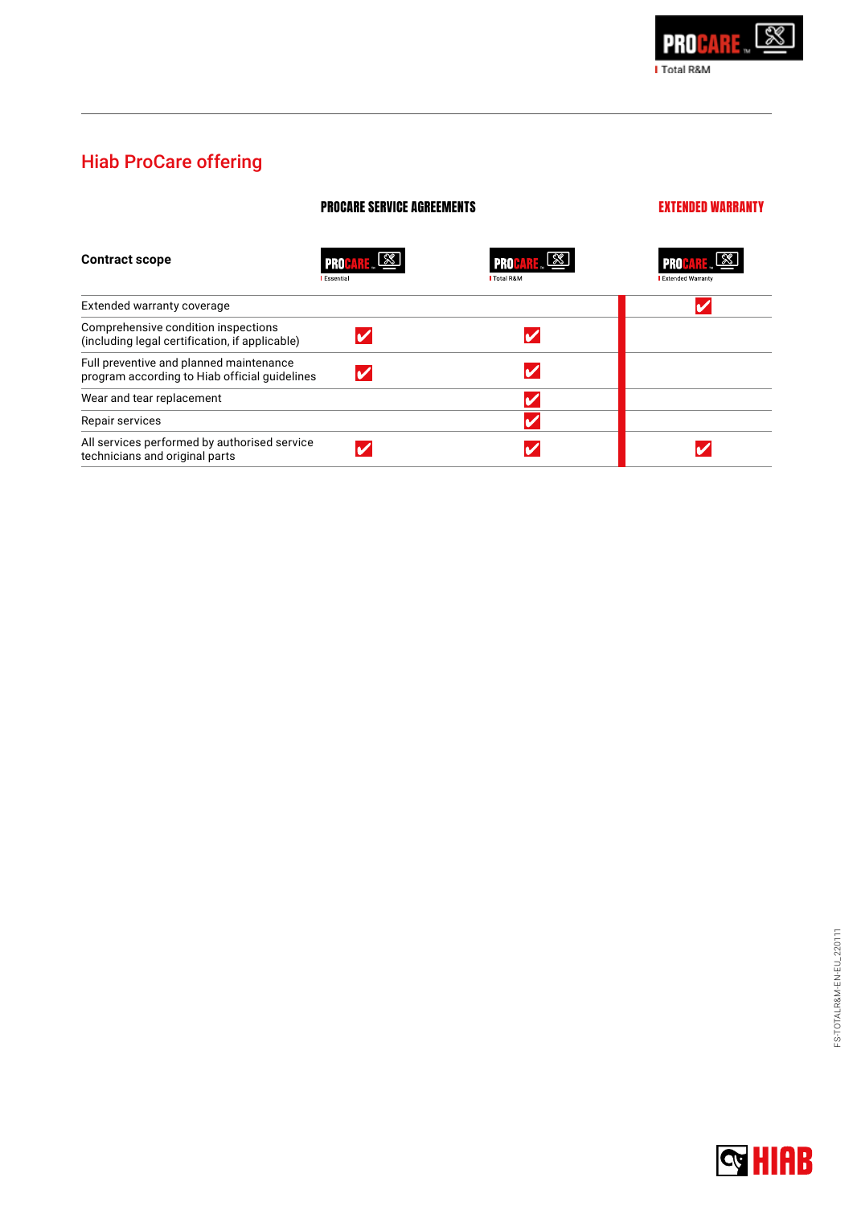## Hiab ProCare offering

| Contract scope | PROCARE SERVICE AGREEMENTS<br>PROCARE Essential | <br>PROCARE Total R&M | EXTENDED WARRANTY<br>PROCARE Extended Warranty |
|---|---|---|---|
| Extended warranty coverage | | | ✔ |
| Comprehensive condition inspections (including legal certification, if applicable) | ✔ | ✔ | |
| Full preventive and planned maintenance program according to Hiab official guidelines | ✔ | ✔ | |
| Wear and tear replacement | | ✔ | |
| Repair services | | ✔ | |
| All services performed by authorised service technicians and original parts | ✔ | ✔ | ✔ |

FS-TOTALR&M-EN-EU_220111